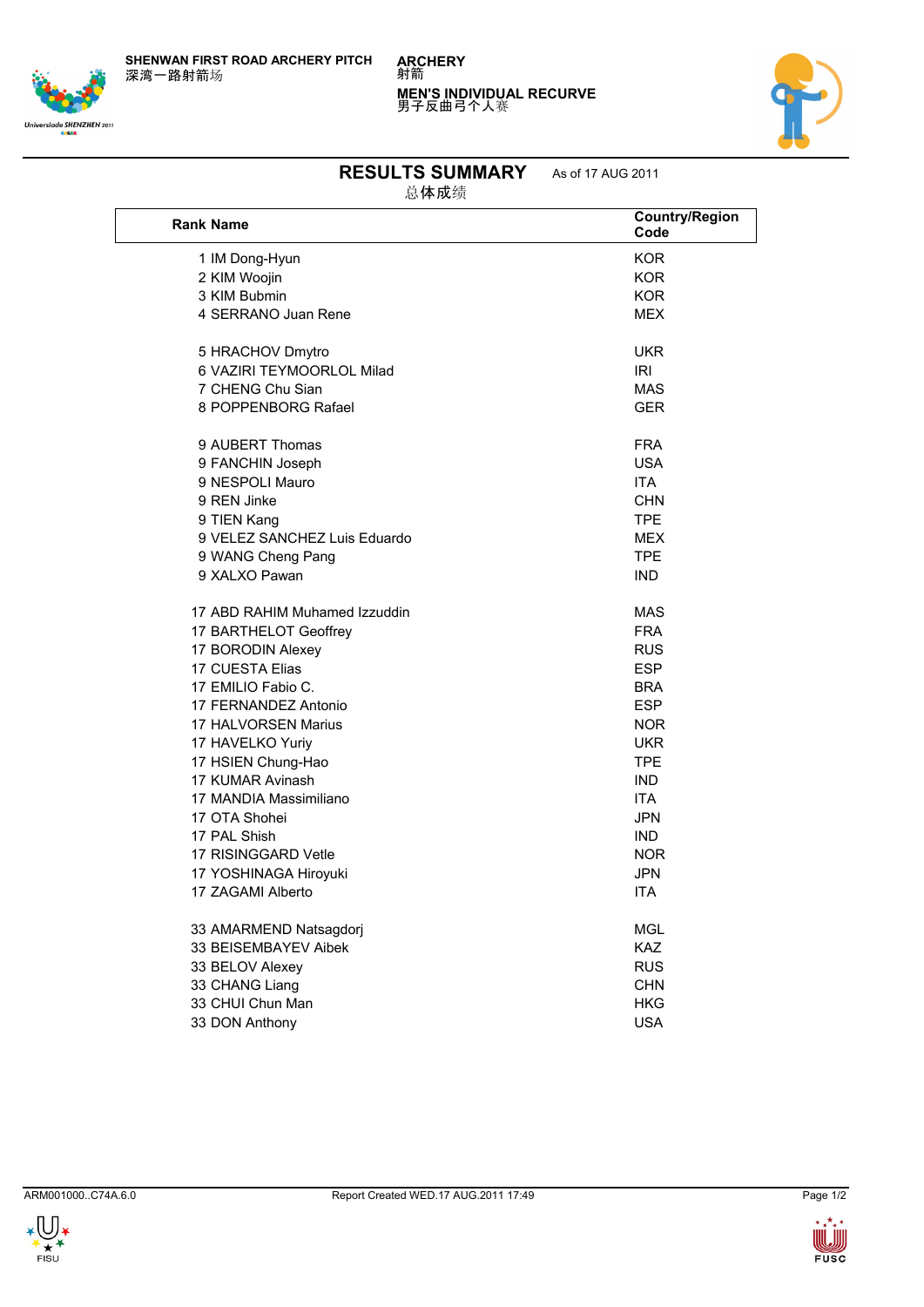SHENWAN FIRST ROAD ARCHERY PITCH
深湾一路射箭场

ARCHERY
射箭

MEN'S INDIVIDUAL RECURVE
男子反曲弓个人赛

# RESULTS SUMMARY
总体成绩

As of 17 AUG 2011

| Rank | Name | Country/Region Code |
|---|---|---|
| 1 | IM Dong-Hyun | KOR |
| 2 | KIM Woojin | KOR |
| 3 | KIM Bubmin | KOR |
| 4 | SERRANO Juan Rene | MEX |
| 5 | HRACHOV Dmytro | UKR |
| 6 | VAZIRI TEYMOORLOL Milad | IRI |
| 7 | CHENG Chu Sian | MAS |
| 8 | POPPENBORG Rafael | GER |
| 9 | AUBERT Thomas | FRA |
| 9 | FANCHIN Joseph | USA |
| 9 | NESPOLI Mauro | ITA |
| 9 | REN Jinke | CHN |
| 9 | TIEN Kang | TPE |
| 9 | VELEZ SANCHEZ Luis Eduardo | MEX |
| 9 | WANG Cheng Pang | TPE |
| 9 | XALXO Pawan | IND |
| 17 | ABD RAHIM Muhamed Izzuddin | MAS |
| 17 | BARTHELOT Geoffrey | FRA |
| 17 | BORODIN Alexey | RUS |
| 17 | CUESTA Elias | ESP |
| 17 | EMILIO Fabio C. | BRA |
| 17 | FERNANDEZ Antonio | ESP |
| 17 | HALVORSEN Marius | NOR |
| 17 | HAVELKO Yuriy | UKR |
| 17 | HSIEN Chung-Hao | TPE |
| 17 | KUMAR Avinash | IND |
| 17 | MANDIA Massimiliano | ITA |
| 17 | OTA Shohei | JPN |
| 17 | PAL Shish | IND |
| 17 | RISINGGARD Vetle | NOR |
| 17 | YOSHINAGA Hiroyuki | JPN |
| 17 | ZAGAMI Alberto | ITA |
| 33 | AMARMEND Natsagdorj | MGL |
| 33 | BEISEMBAYEV Aibek | KAZ |
| 33 | BELOV Alexey | RUS |
| 33 | CHANG Liang | CHN |
| 33 | CHUI Chun Man | HKG |
| 33 | DON Anthony | USA |

ARM001000..C74A.6.0 Report Created WED.17 AUG.2011 17:49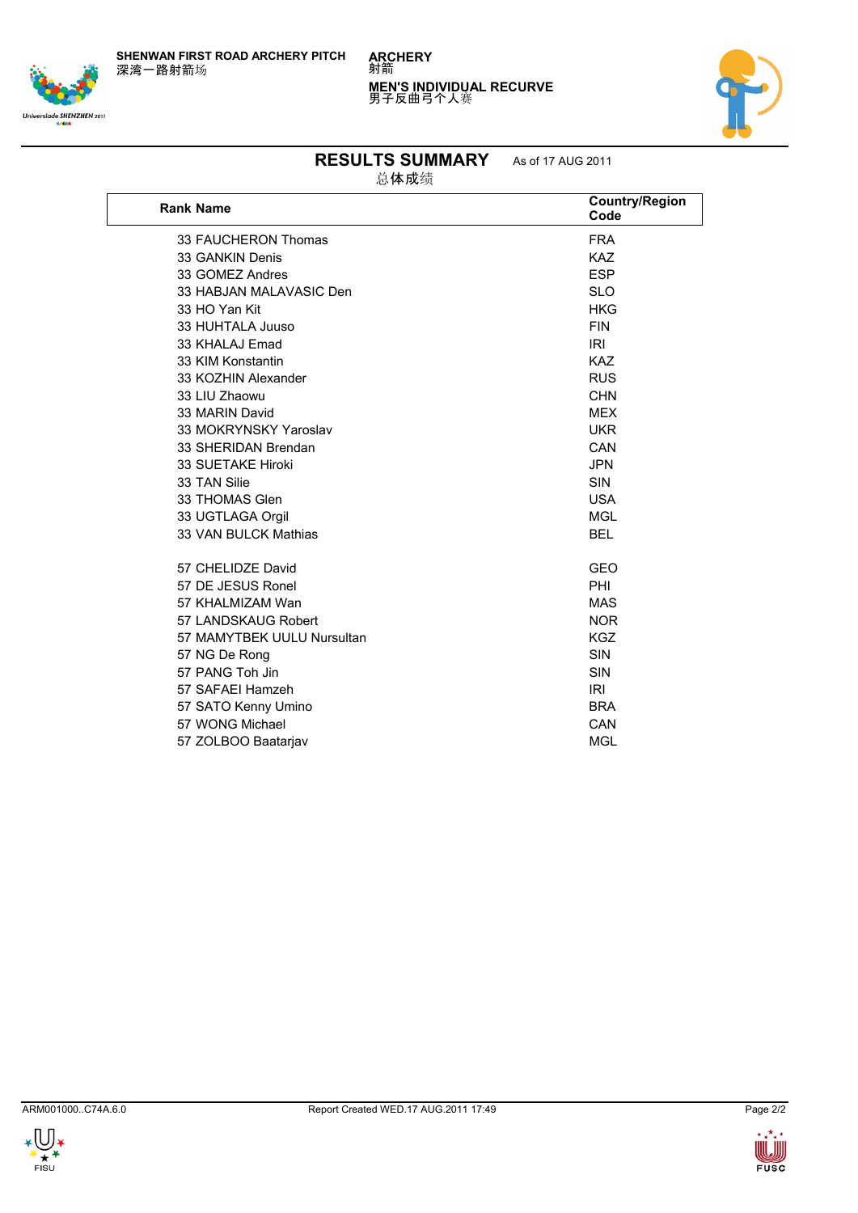SHENWAN FIRST ROAD ARCHERY PITCH
深湾一路射箭场

ARCHERY
射箭

MEN'S INDIVIDUAL RECURVE
男子反曲弓个人赛

## RESULTS SUMMARY

As of 17 AUG 2011

总体成绩

| Rank Name | Country/Region Code |
|---|---|
| 33 FAUCHERON Thomas | FRA |
| 33 GANKIN Denis | KAZ |
| 33 GOMEZ Andres | ESP |
| 33 HABJAN MALAVASIC Den | SLO |
| 33 HO Yan Kit | HKG |
| 33 HUHTALA Juuso | FIN |
| 33 KHALAJ Emad | IRI |
| 33 KIM Konstantin | KAZ |
| 33 KOZHIN Alexander | RUS |
| 33 LIU Zhaowu | CHN |
| 33 MARIN David | MEX |
| 33 MOKRYNSKY Yaroslav | UKR |
| 33 SHERIDAN Brendan | CAN |
| 33 SUETAKE Hiroki | JPN |
| 33 TAN Silie | SIN |
| 33 THOMAS Glen | USA |
| 33 UGTLAGA Orgil | MGL |
| 33 VAN BULCK Mathias | BEL |
| 57 CHELIDZE David | GEO |
| 57 DE JESUS Ronel | PHI |
| 57 KHALMIZAM Wan | MAS |
| 57 LANDSKAUG Robert | NOR |
| 57 MAMYTBEK UULU Nursultan | KGZ |
| 57 NG De Rong | SIN |
| 57 PANG Toh Jin | SIN |
| 57 SAFAEI Hamzeh | IRI |
| 57 SATO Kenny Umino | BRA |
| 57 WONG Michael | CAN |
| 57 ZOLBOO Baatarjav | MGL |

ARM001000..C74A.6.0

Report Created WED.17 AUG.2011 17:49